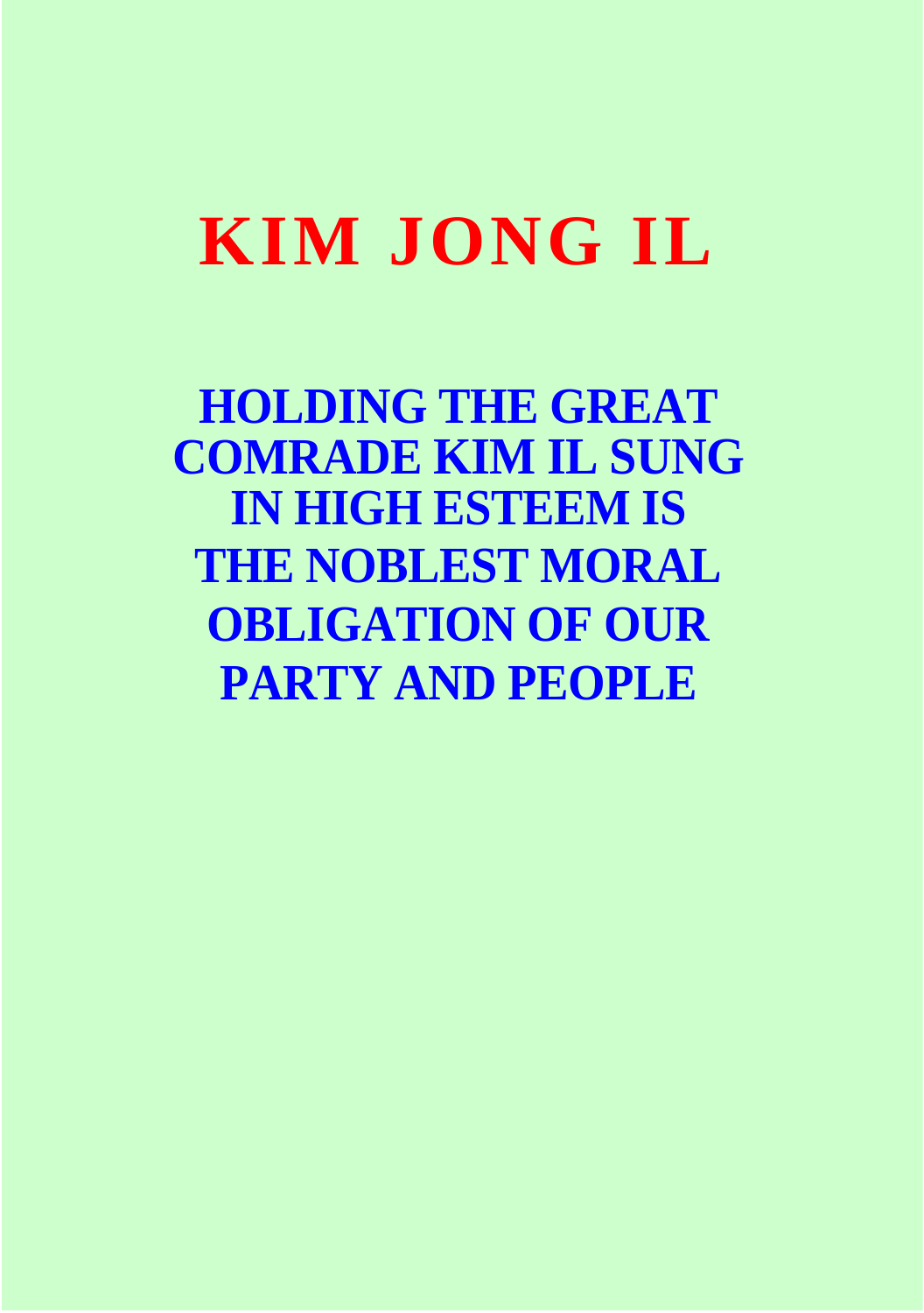# KIM JONG IL

## HOLDING THE GREAT COMRADE KIM IL SUNG IN HIGH ESTEEM IS THE NOBLEST MORAL OBLIGATION OF OUR PARTY AND PEOPLE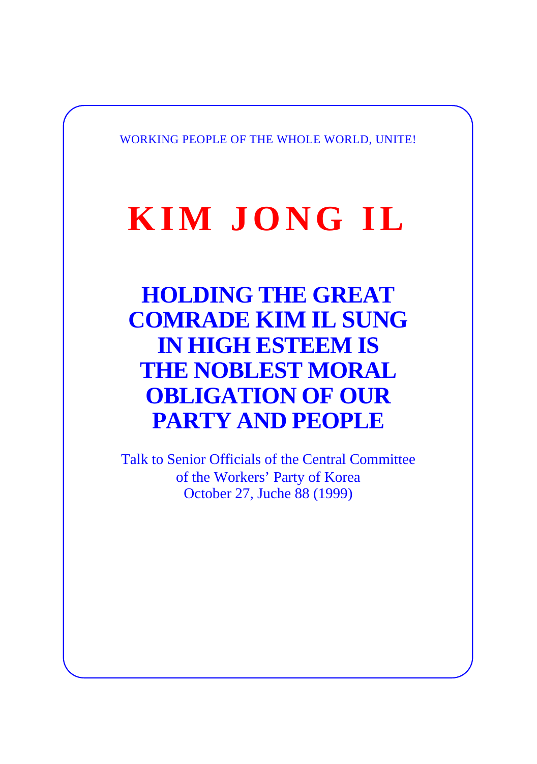WORKING PEOPLE OF THE WHOLE WORLD, UNITE!

# KIM JONG IL

## HOLDING THE GREAT COMRADE KIM IL SUNG IN HIGH ESTEEM IS THE NOBLEST MORAL OBLIGATION OF OUR PARTY AND PEOPLE

Talk to Senior Officials of the Central Committee of the Workers' Party of Korea
October 27, Juche 88 (1999)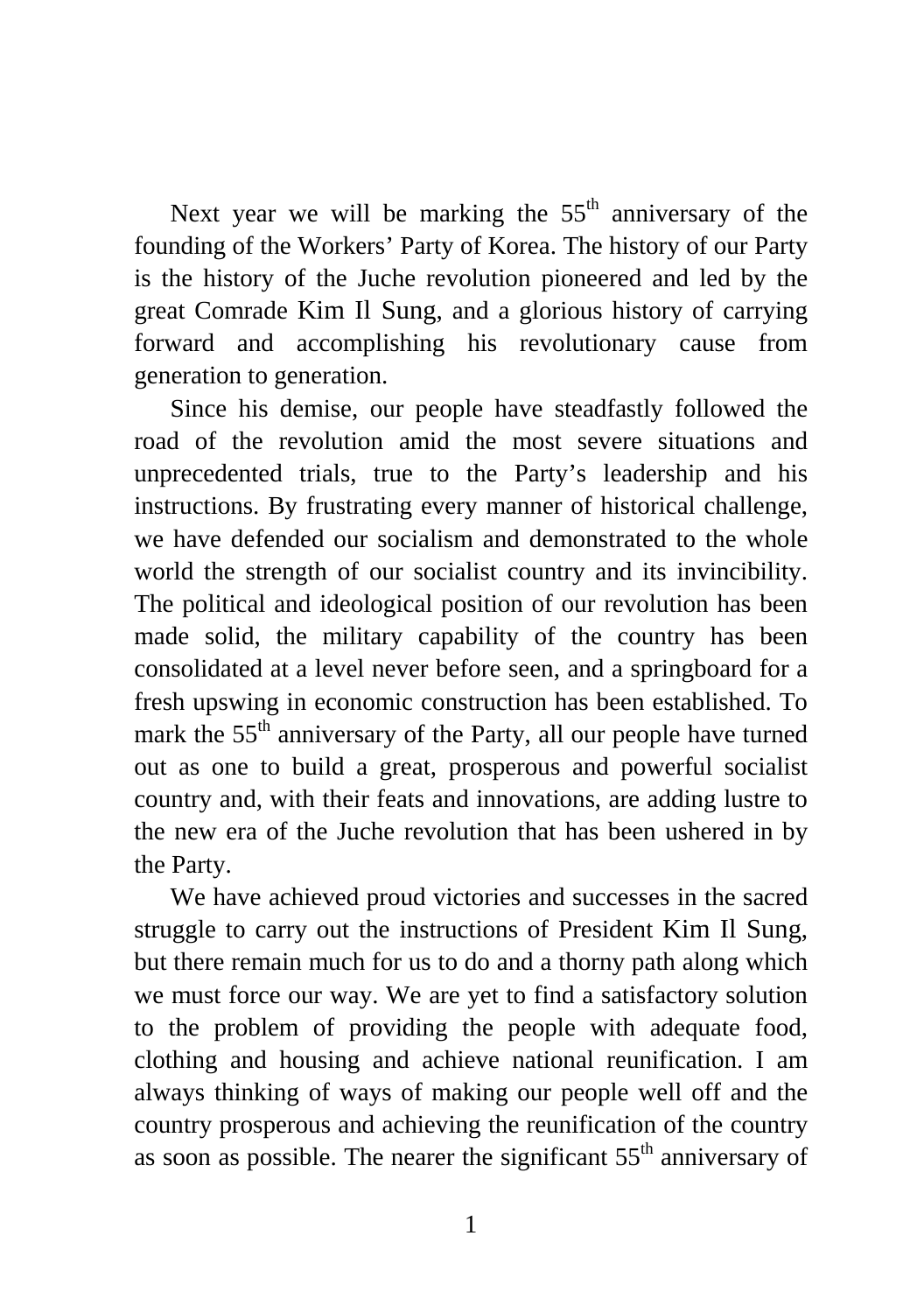Next year we will be marking the 55th anniversary of the founding of the Workers' Party of Korea. The history of our Party is the history of the Juche revolution pioneered and led by the great Comrade Kim Il Sung, and a glorious history of carrying forward and accomplishing his revolutionary cause from generation to generation.

Since his demise, our people have steadfastly followed the road of the revolution amid the most severe situations and unprecedented trials, true to the Party's leadership and his instructions. By frustrating every manner of historical challenge, we have defended our socialism and demonstrated to the whole world the strength of our socialist country and its invincibility. The political and ideological position of our revolution has been made solid, the military capability of the country has been consolidated at a level never before seen, and a springboard for a fresh upswing in economic construction has been established. To mark the 55th anniversary of the Party, all our people have turned out as one to build a great, prosperous and powerful socialist country and, with their feats and innovations, are adding lustre to the new era of the Juche revolution that has been ushered in by the Party.

We have achieved proud victories and successes in the sacred struggle to carry out the instructions of President Kim Il Sung, but there remain much for us to do and a thorny path along which we must force our way. We are yet to find a satisfactory solution to the problem of providing the people with adequate food, clothing and housing and achieve national reunification. I am always thinking of ways of making our people well off and the country prosperous and achieving the reunification of the country as soon as possible. The nearer the significant 55th anniversary of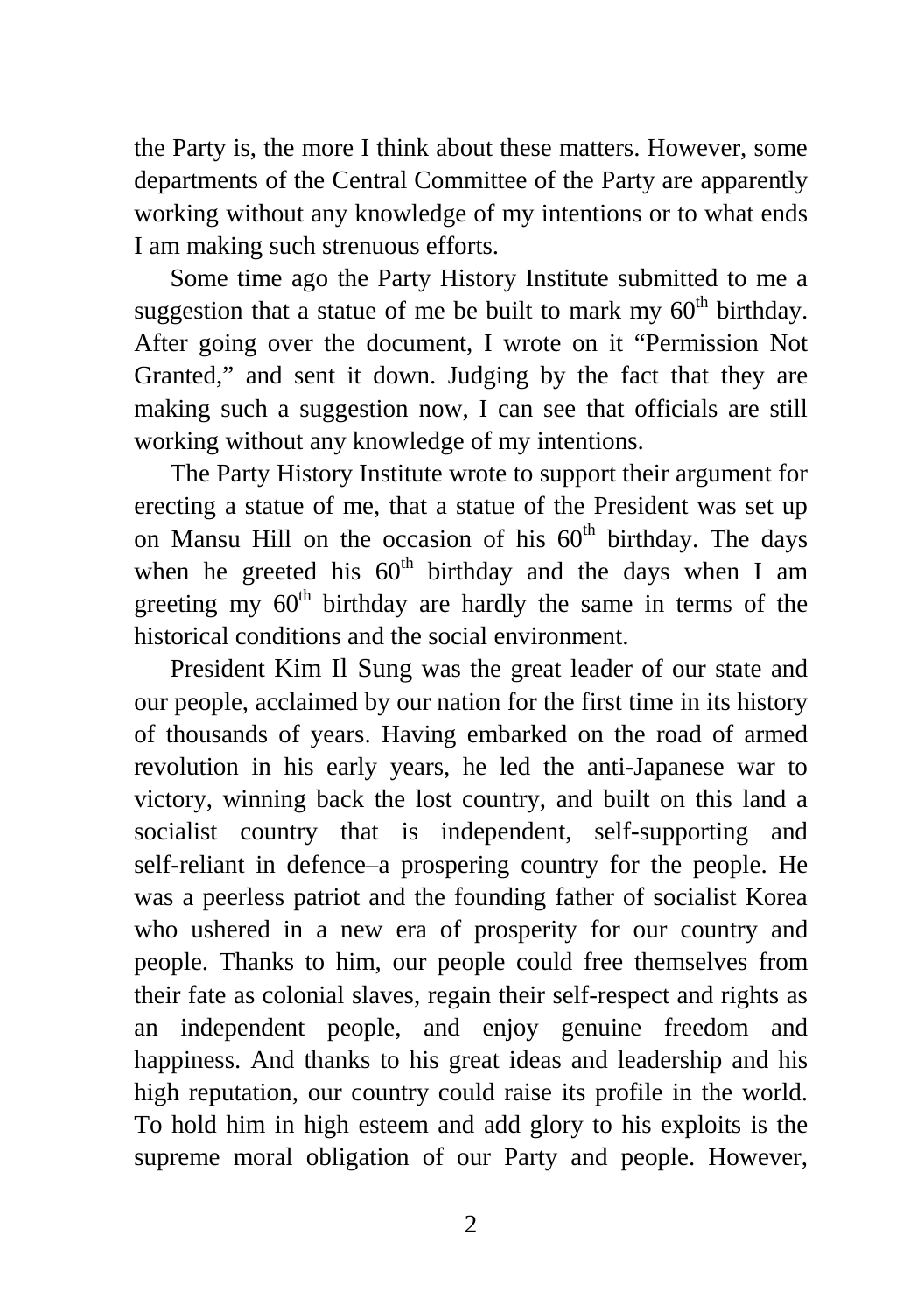the Party is, the more I think about these matters. However, some departments of the Central Committee of the Party are apparently working without any knowledge of my intentions or to what ends I am making such strenuous efforts.

Some time ago the Party History Institute submitted to me a suggestion that a statue of me be built to mark my $60^{th}$ birthday. After going over the document, I wrote on it "Permission Not Granted," and sent it down. Judging by the fact that they are making such a suggestion now, I can see that officials are still working without any knowledge of my intentions.

The Party History Institute wrote to support their argument for erecting a statue of me, that a statue of the President was set up on Mansu Hill on the occasion of his $60^{th}$ birthday. The days when he greeted his $60^{th}$ birthday and the days when I am greeting my $60^{th}$ birthday are hardly the same in terms of the historical conditions and the social environment.

President Kim Il Sung was the great leader of our state and our people, acclaimed by our nation for the first time in its history of thousands of years. Having embarked on the road of armed revolution in his early years, he led the anti-Japanese war to victory, winning back the lost country, and built on this land a socialist country that is independent, self-supporting and self-reliant in defence–a prospering country for the people. He was a peerless patriot and the founding father of socialist Korea who ushered in a new era of prosperity for our country and people. Thanks to him, our people could free themselves from their fate as colonial slaves, regain their self-respect and rights as an independent people, and enjoy genuine freedom and happiness. And thanks to his great ideas and leadership and his high reputation, our country could raise its profile in the world. To hold him in high esteem and add glory to his exploits is the supreme moral obligation of our Party and people. However,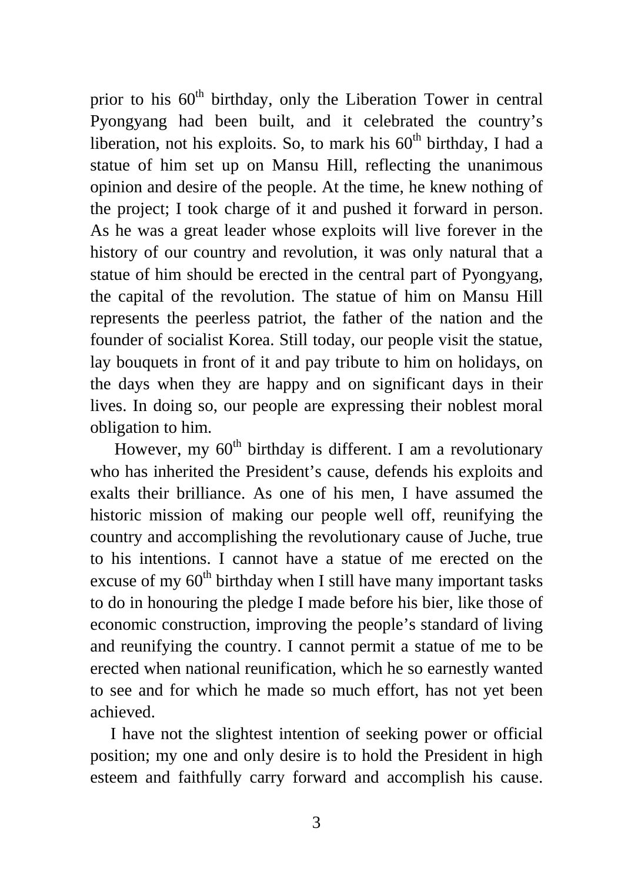prior to his $60^{th}$ birthday, only the Liberation Tower in central Pyongyang had been built, and it celebrated the country's liberation, not his exploits. So, to mark his $60^{th}$ birthday, I had a statue of him set up on Mansu Hill, reflecting the unanimous opinion and desire of the people. At the time, he knew nothing of the project; I took charge of it and pushed it forward in person. As he was a great leader whose exploits will live forever in the history of our country and revolution, it was only natural that a statue of him should be erected in the central part of Pyongyang, the capital of the revolution. The statue of him on Mansu Hill represents the peerless patriot, the father of the nation and the founder of socialist Korea. Still today, our people visit the statue, lay bouquets in front of it and pay tribute to him on holidays, on the days when they are happy and on significant days in their lives. In doing so, our people are expressing their noblest moral obligation to him.

However, my $60^{th}$ birthday is different. I am a revolutionary who has inherited the President's cause, defends his exploits and exalts their brilliance. As one of his men, I have assumed the historic mission of making our people well off, reunifying the country and accomplishing the revolutionary cause of Juche, true to his intentions. I cannot have a statue of me erected on the excuse of my $60^{th}$ birthday when I still have many important tasks to do in honouring the pledge I made before his bier, like those of economic construction, improving the people's standard of living and reunifying the country. I cannot permit a statue of me to be erected when national reunification, which he so earnestly wanted to see and for which he made so much effort, has not yet been achieved.

I have not the slightest intention of seeking power or official position; my one and only desire is to hold the President in high esteem and faithfully carry forward and accomplish his cause.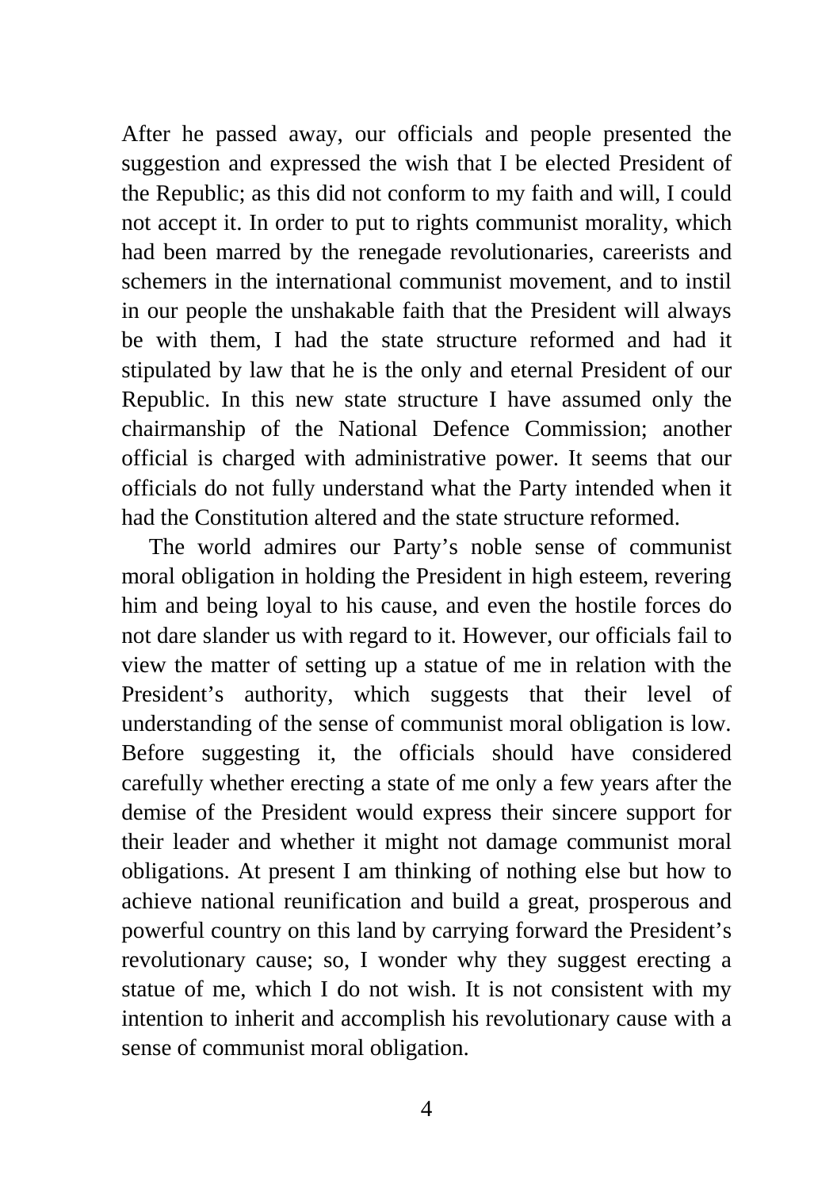After he passed away, our officials and people presented the suggestion and expressed the wish that I be elected President of the Republic; as this did not conform to my faith and will, I could not accept it. In order to put to rights communist morality, which had been marred by the renegade revolutionaries, careerists and schemers in the international communist movement, and to instil in our people the unshakable faith that the President will always be with them, I had the state structure reformed and had it stipulated by law that he is the only and eternal President of our Republic. In this new state structure I have assumed only the chairmanship of the National Defence Commission; another official is charged with administrative power. It seems that our officials do not fully understand what the Party intended when it had the Constitution altered and the state structure reformed.

The world admires our Party's noble sense of communist moral obligation in holding the President in high esteem, revering him and being loyal to his cause, and even the hostile forces do not dare slander us with regard to it. However, our officials fail to view the matter of setting up a statue of me in relation with the President's authority, which suggests that their level of understanding of the sense of communist moral obligation is low. Before suggesting it, the officials should have considered carefully whether erecting a state of me only a few years after the demise of the President would express their sincere support for their leader and whether it might not damage communist moral obligations. At present I am thinking of nothing else but how to achieve national reunification and build a great, prosperous and powerful country on this land by carrying forward the President's revolutionary cause; so, I wonder why they suggest erecting a statue of me, which I do not wish. It is not consistent with my intention to inherit and accomplish his revolutionary cause with a sense of communist moral obligation.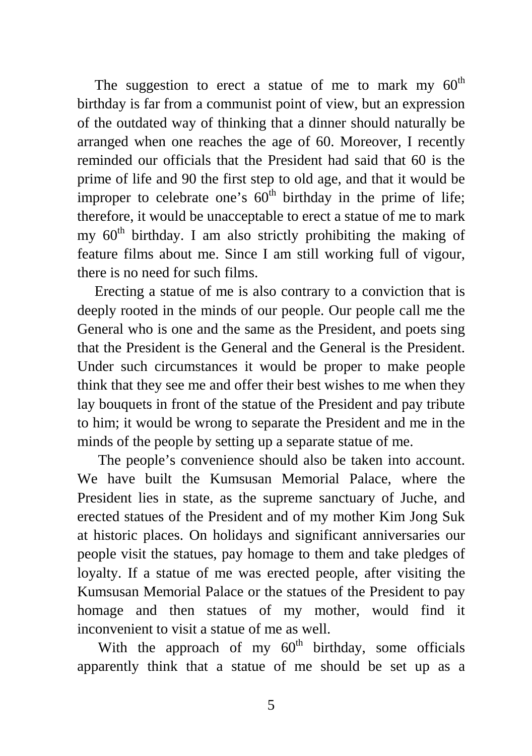The suggestion to erect a statue of me to mark my $60^{th}$ birthday is far from a communist point of view, but an expression of the outdated way of thinking that a dinner should naturally be arranged when one reaches the age of 60. Moreover, I recently reminded our officials that the President had said that 60 is the prime of life and 90 the first step to old age, and that it would be improper to celebrate one's $60^{th}$ birthday in the prime of life; therefore, it would be unacceptable to erect a statue of me to mark my $60^{th}$ birthday. I am also strictly prohibiting the making of feature films about me. Since I am still working full of vigour, there is no need for such films.

Erecting a statue of me is also contrary to a conviction that is deeply rooted in the minds of our people. Our people call me the General who is one and the same as the President, and poets sing that the President is the General and the General is the President. Under such circumstances it would be proper to make people think that they see me and offer their best wishes to me when they lay bouquets in front of the statue of the President and pay tribute to him; it would be wrong to separate the President and me in the minds of the people by setting up a separate statue of me.

The people's convenience should also be taken into account. We have built the Kumsusan Memorial Palace, where the President lies in state, as the supreme sanctuary of Juche, and erected statues of the President and of my mother Kim Jong Suk at historic places. On holidays and significant anniversaries our people visit the statues, pay homage to them and take pledges of loyalty. If a statue of me was erected people, after visiting the Kumsusan Memorial Palace or the statues of the President to pay homage and then statues of my mother, would find it inconvenient to visit a statue of me as well.

With the approach of my $60^{th}$ birthday, some officials apparently think that a statue of me should be set up as a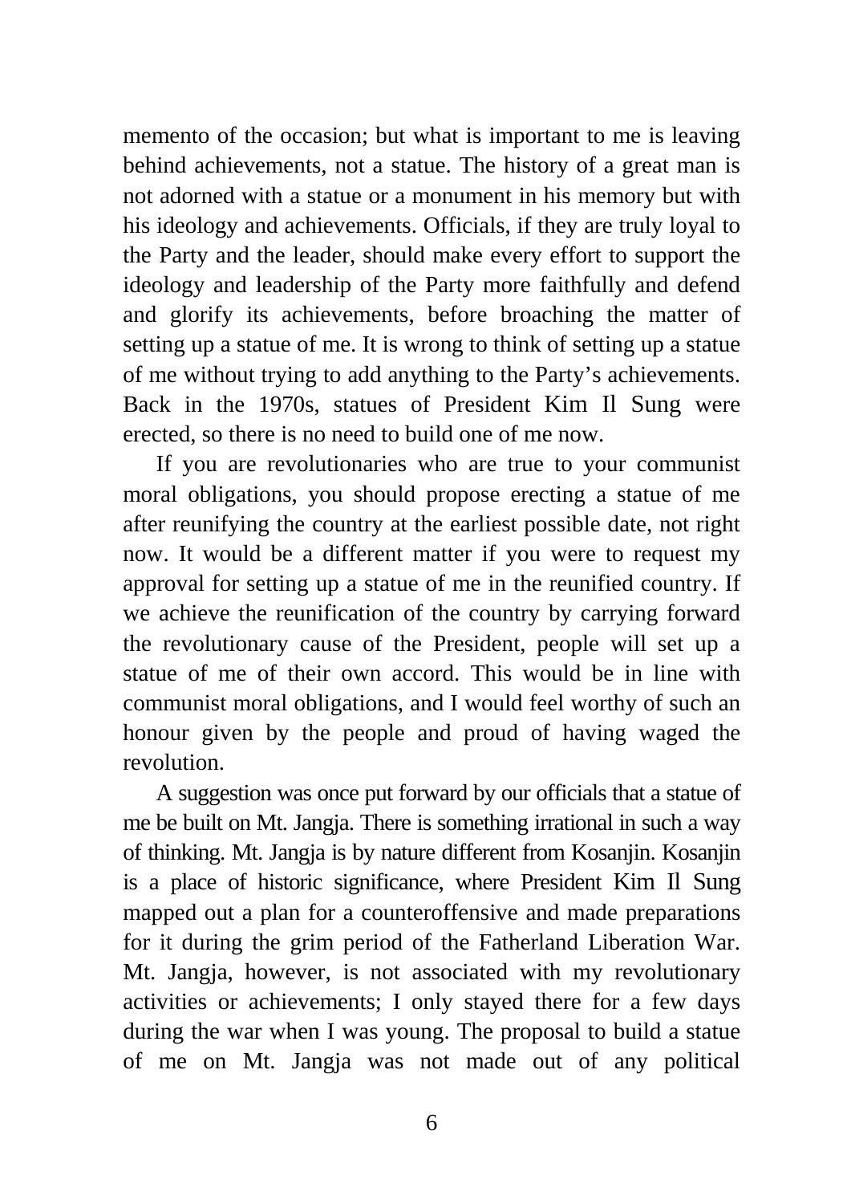memento of the occasion; but what is important to me is leaving behind achievements, not a statue. The history of a great man is not adorned with a statue or a monument in his memory but with his ideology and achievements. Officials, if they are truly loyal to the Party and the leader, should make every effort to support the ideology and leadership of the Party more faithfully and defend and glorify its achievements, before broaching the matter of setting up a statue of me. It is wrong to think of setting up a statue of me without trying to add anything to the Party's achievements. Back in the 1970s, statues of President Kim Il Sung were erected, so there is no need to build one of me now.

If you are revolutionaries who are true to your communist moral obligations, you should propose erecting a statue of me after reunifying the country at the earliest possible date, not right now. It would be a different matter if you were to request my approval for setting up a statue of me in the reunified country. If we achieve the reunification of the country by carrying forward the revolutionary cause of the President, people will set up a statue of me of their own accord. This would be in line with communist moral obligations, and I would feel worthy of such an honour given by the people and proud of having waged the revolution.

A suggestion was once put forward by our officials that a statue of me be built on Mt. Jangja. There is something irrational in such a way of thinking. Mt. Jangja is by nature different from Kosanjin. Kosanjin is a place of historic significance, where President Kim Il Sung mapped out a plan for a counteroffensive and made preparations for it during the grim period of the Fatherland Liberation War. Mt. Jangja, however, is not associated with my revolutionary activities or achievements; I only stayed there for a few days during the war when I was young. The proposal to build a statue of me on Mt. Jangja was not made out of any political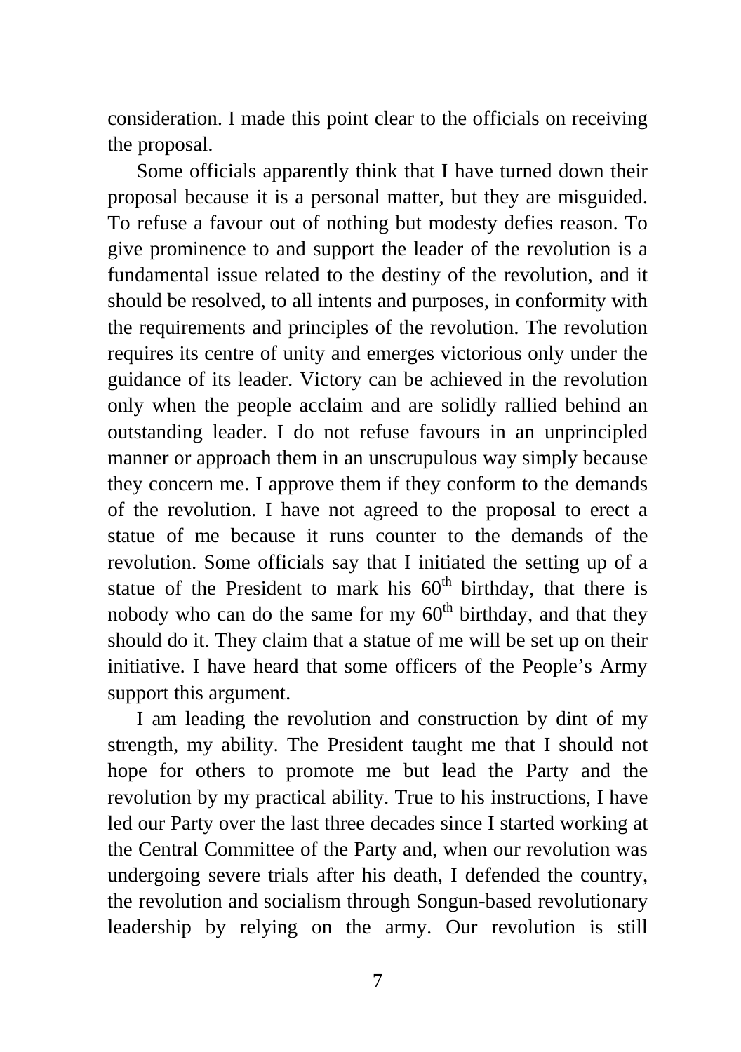consideration. I made this point clear to the officials on receiving the proposal.

Some officials apparently think that I have turned down their proposal because it is a personal matter, but they are misguided. To refuse a favour out of nothing but modesty defies reason. To give prominence to and support the leader of the revolution is a fundamental issue related to the destiny of the revolution, and it should be resolved, to all intents and purposes, in conformity with the requirements and principles of the revolution. The revolution requires its centre of unity and emerges victorious only under the guidance of its leader. Victory can be achieved in the revolution only when the people acclaim and are solidly rallied behind an outstanding leader. I do not refuse favours in an unprincipled manner or approach them in an unscrupulous way simply because they concern me. I approve them if they conform to the demands of the revolution. I have not agreed to the proposal to erect a statue of me because it runs counter to the demands of the revolution. Some officials say that I initiated the setting up of a statue of the President to mark his 60th birthday, that there is nobody who can do the same for my 60th birthday, and that they should do it. They claim that a statue of me will be set up on their initiative. I have heard that some officers of the People's Army support this argument.

I am leading the revolution and construction by dint of my strength, my ability. The President taught me that I should not hope for others to promote me but lead the Party and the revolution by my practical ability. True to his instructions, I have led our Party over the last three decades since I started working at the Central Committee of the Party and, when our revolution was undergoing severe trials after his death, I defended the country, the revolution and socialism through Songun-based revolutionary leadership by relying on the army. Our revolution is still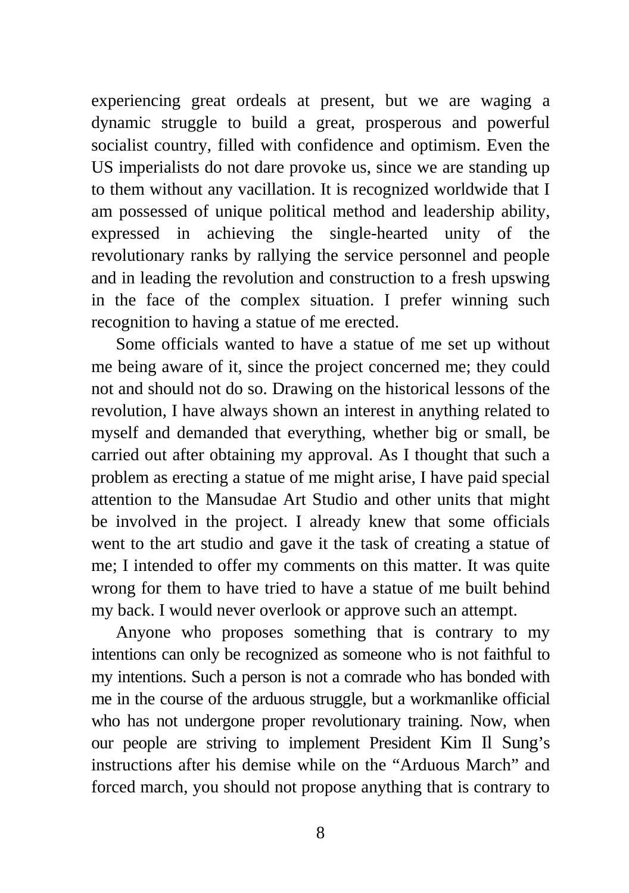experiencing great ordeals at present, but we are waging a dynamic struggle to build a great, prosperous and powerful socialist country, filled with confidence and optimism. Even the US imperialists do not dare provoke us, since we are standing up to them without any vacillation. It is recognized worldwide that I am possessed of unique political method and leadership ability, expressed in achieving the single-hearted unity of the revolutionary ranks by rallying the service personnel and people and in leading the revolution and construction to a fresh upswing in the face of the complex situation. I prefer winning such recognition to having a statue of me erected.

Some officials wanted to have a statue of me set up without me being aware of it, since the project concerned me; they could not and should not do so. Drawing on the historical lessons of the revolution, I have always shown an interest in anything related to myself and demanded that everything, whether big or small, be carried out after obtaining my approval. As I thought that such a problem as erecting a statue of me might arise, I have paid special attention to the Mansudae Art Studio and other units that might be involved in the project. I already knew that some officials went to the art studio and gave it the task of creating a statue of me; I intended to offer my comments on this matter. It was quite wrong for them to have tried to have a statue of me built behind my back. I would never overlook or approve such an attempt.

Anyone who proposes something that is contrary to my intentions can only be recognized as someone who is not faithful to my intentions. Such a person is not a comrade who has bonded with me in the course of the arduous struggle, but a workmanlike official who has not undergone proper revolutionary training. Now, when our people are striving to implement President Kim Il Sung's instructions after his demise while on the "Arduous March" and forced march, you should not propose anything that is contrary to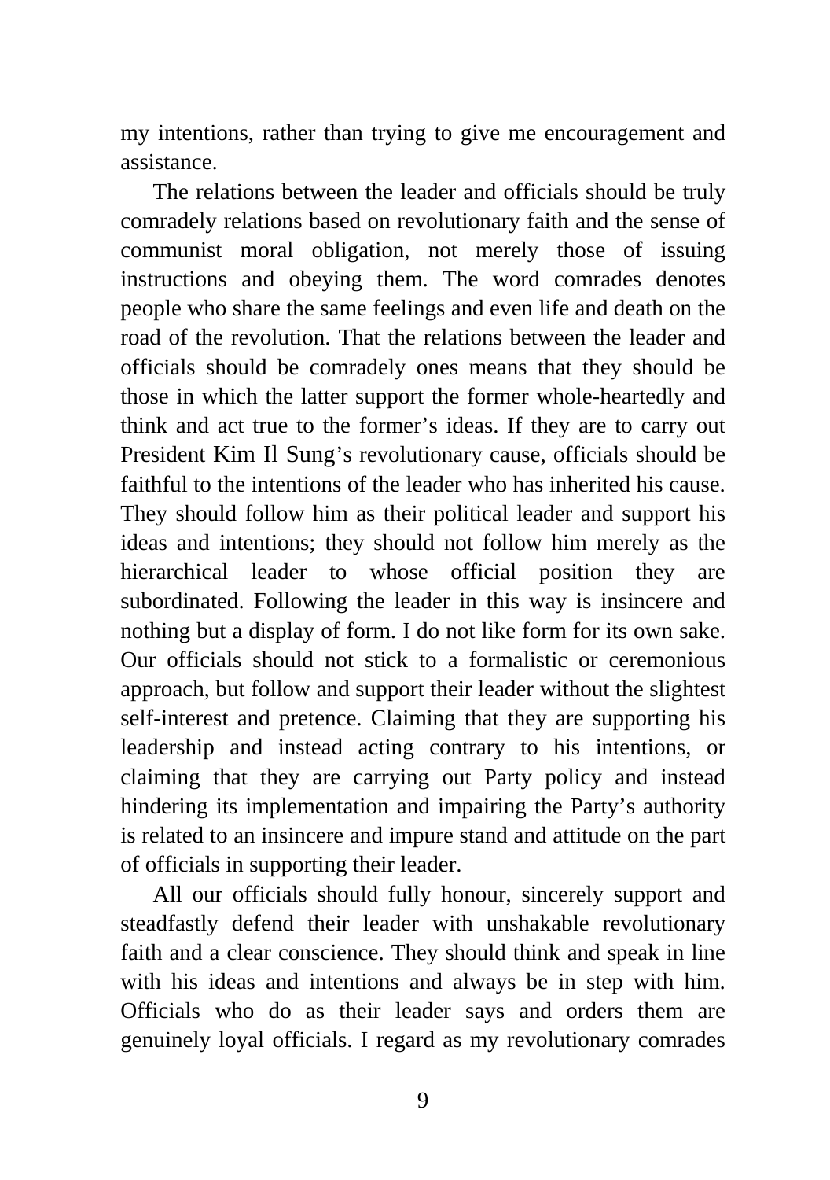my intentions, rather than trying to give me encouragement and assistance.

The relations between the leader and officials should be truly comradely relations based on revolutionary faith and the sense of communist moral obligation, not merely those of issuing instructions and obeying them. The word comrades denotes people who share the same feelings and even life and death on the road of the revolution. That the relations between the leader and officials should be comradely ones means that they should be those in which the latter support the former whole-heartedly and think and act true to the former's ideas. If they are to carry out President Kim Il Sung's revolutionary cause, officials should be faithful to the intentions of the leader who has inherited his cause. They should follow him as their political leader and support his ideas and intentions; they should not follow him merely as the hierarchical leader to whose official position they are subordinated. Following the leader in this way is insincere and nothing but a display of form. I do not like form for its own sake. Our officials should not stick to a formalistic or ceremonious approach, but follow and support their leader without the slightest self-interest and pretence. Claiming that they are supporting his leadership and instead acting contrary to his intentions, or claiming that they are carrying out Party policy and instead hindering its implementation and impairing the Party's authority is related to an insincere and impure stand and attitude on the part of officials in supporting their leader.

All our officials should fully honour, sincerely support and steadfastly defend their leader with unshakable revolutionary faith and a clear conscience. They should think and speak in line with his ideas and intentions and always be in step with him. Officials who do as their leader says and orders them are genuinely loyal officials. I regard as my revolutionary comrades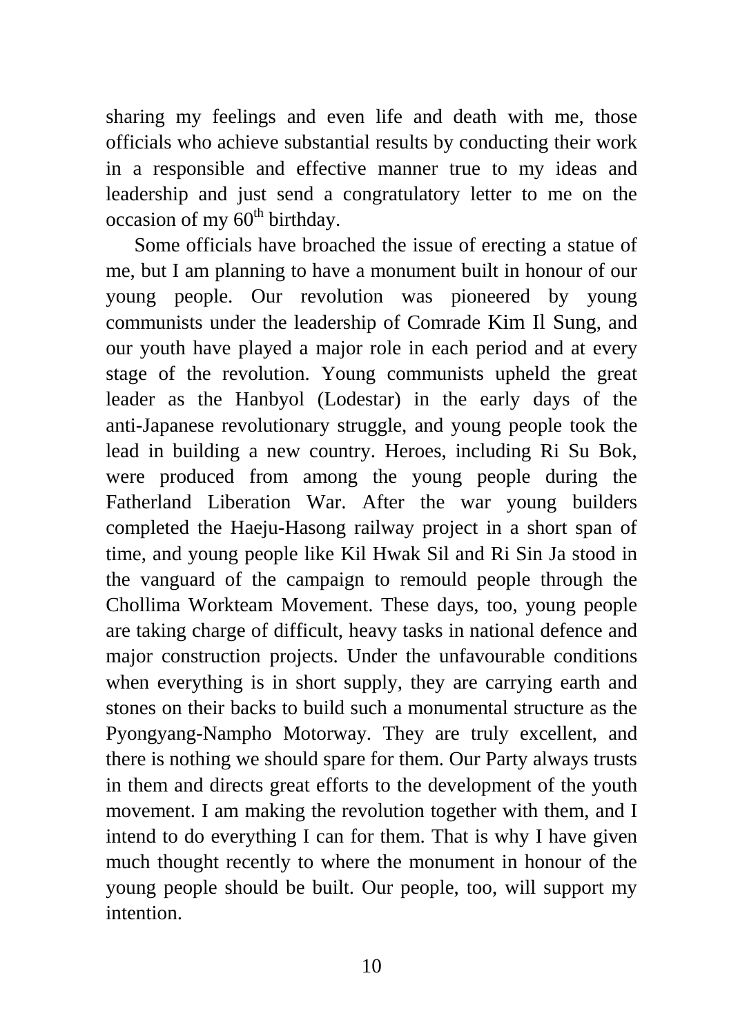sharing my feelings and even life and death with me, those officials who achieve substantial results by conducting their work in a responsible and effective manner true to my ideas and leadership and just send a congratulatory letter to me on the occasion of my 60th birthday.

Some officials have broached the issue of erecting a statue of me, but I am planning to have a monument built in honour of our young people. Our revolution was pioneered by young communists under the leadership of Comrade Kim Il Sung, and our youth have played a major role in each period and at every stage of the revolution. Young communists upheld the great leader as the Hanbyol (Lodestar) in the early days of the anti-Japanese revolutionary struggle, and young people took the lead in building a new country. Heroes, including Ri Su Bok, were produced from among the young people during the Fatherland Liberation War. After the war young builders completed the Haeju-Hasong railway project in a short span of time, and young people like Kil Hwak Sil and Ri Sin Ja stood in the vanguard of the campaign to remould people through the Chollima Workteam Movement. These days, too, young people are taking charge of difficult, heavy tasks in national defence and major construction projects. Under the unfavourable conditions when everything is in short supply, they are carrying earth and stones on their backs to build such a monumental structure as the Pyongyang-Nampho Motorway. They are truly excellent, and there is nothing we should spare for them. Our Party always trusts in them and directs great efforts to the development of the youth movement. I am making the revolution together with them, and I intend to do everything I can for them. That is why I have given much thought recently to where the monument in honour of the young people should be built. Our people, too, will support my intention.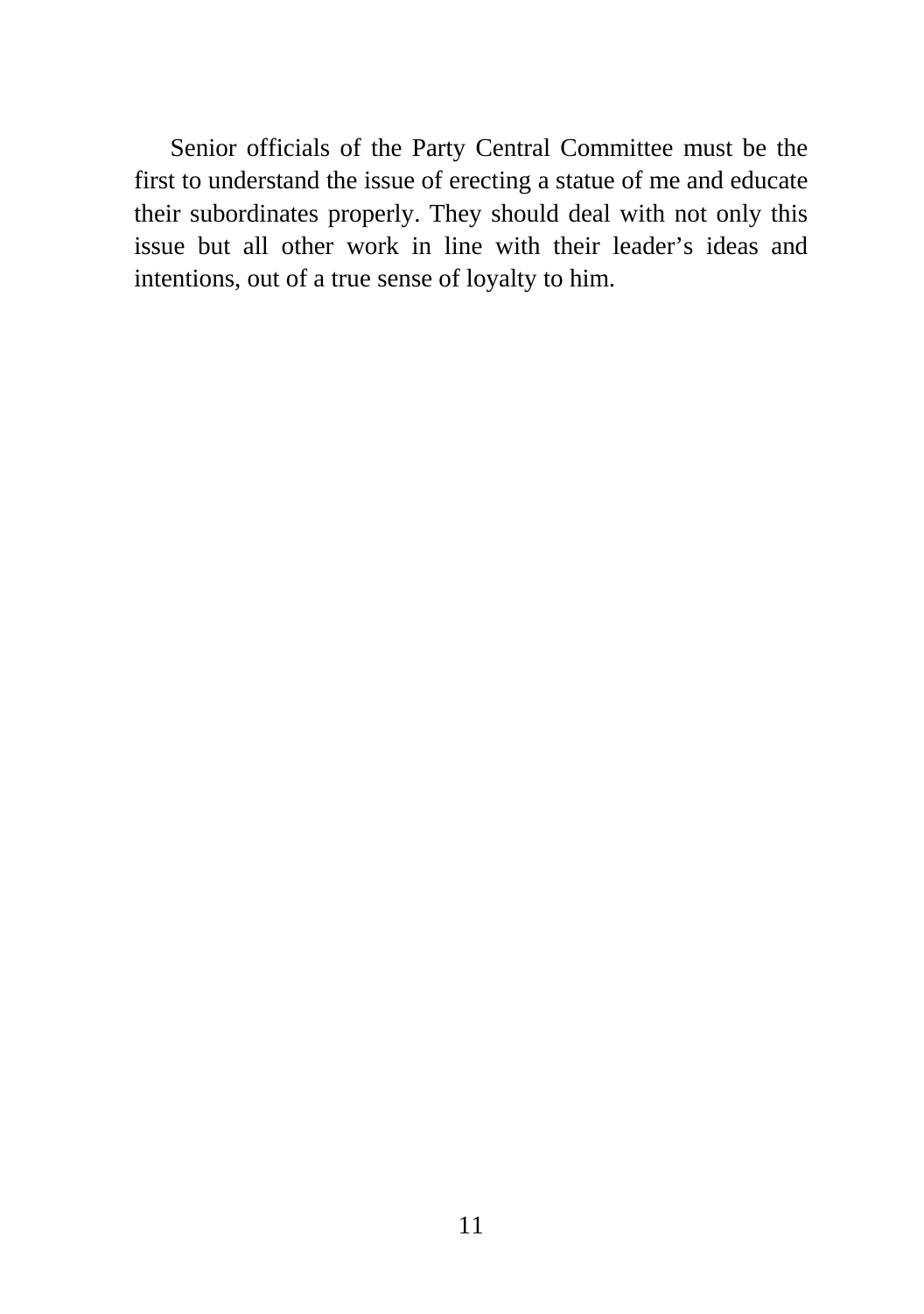Senior officials of the Party Central Committee must be the first to understand the issue of erecting a statue of me and educate their subordinates properly. They should deal with not only this issue but all other work in line with their leader's ideas and intentions, out of a true sense of loyalty to him.